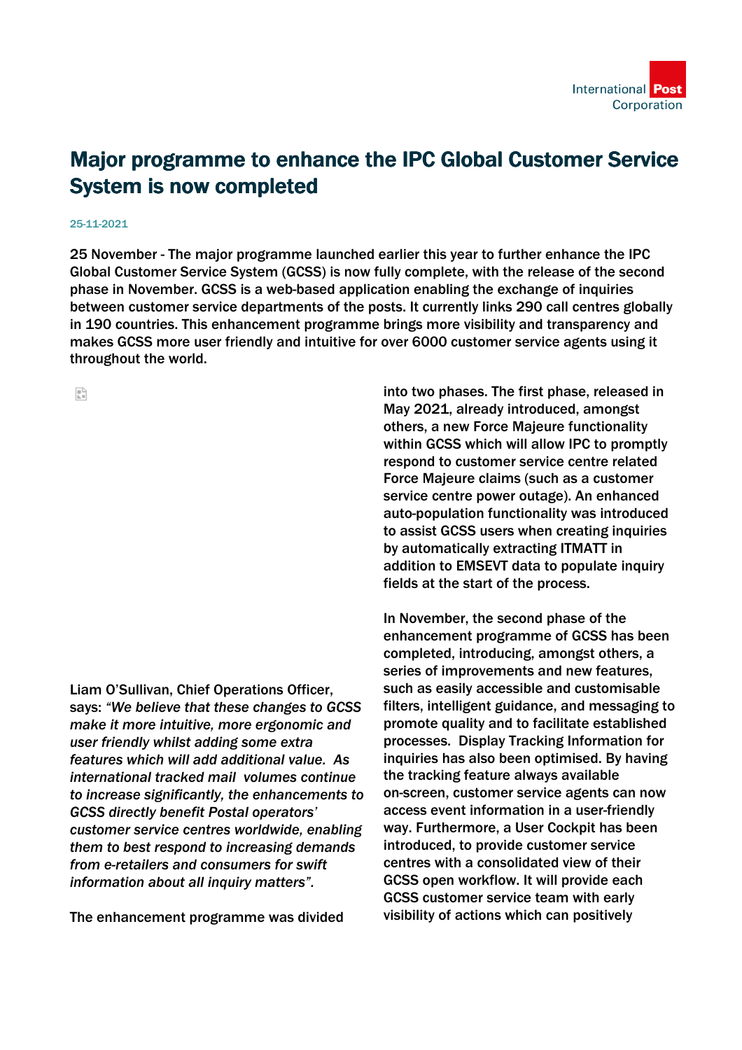# Major programme to enhance the IPC Global Customer Service System is now completed

25-11-2021

25 November - The major programme launched earlier this year to further enhance the IPC Global Customer Service System (GCSS) is now fully complete, with the release of the second phase in November. GCSS is a web-based application enabling the exchange of inquiries between customer service departments of the posts. It currently links 290 call centres globally in 190 countries. This enhancement programme brings more visibility and transparency and makes GCSS more user friendly and intuitive for over 6000 customer service agents using it throughout the world.

Liam O'Sullivan, Chief Operations Officer, says: *"We believe that these changes to GCSS make it more intuitive, more ergonomic and user friendly whilst adding some extra features which will add additional value. As international tracked mail volumes continue to increase significantly, the enhancements to GCSS directly benefit Postal operators' customer service centres worldwide, enabling them to best respond to increasing demands from e-retailers and consumers for swift information about all inquiry matters".*

The enhancement programme was divided into two phases. The first phase, released in May 2021, already introduced, amongst others, a new Force Majeure functionality within GCSS which will allow IPC to promptly respond to customer service centre related Force Majeure claims (such as a customer service centre power outage). An enhanced auto-population functionality was introduced to assist GCSS users when creating inquiries by automatically extracting ITMATT in addition to EMSEVT data to populate inquiry fields at the start of the process.

In November, the second phase of the enhancement programme of GCSS has been completed, introducing, amongst others, a series of improvements and new features, such as easily accessible and customisable filters, intelligent guidance, and messaging to promote quality and to facilitate established processes. Display Tracking Information for inquiries has also been optimised. By having the tracking feature always available on-screen, customer service agents can now access event information in a user-friendly way. Furthermore, a User Cockpit has been introduced, to provide customer service centres with a consolidated view of their GCSS open workflow. It will provide each GCSS customer service team with early visibility of actions which can positively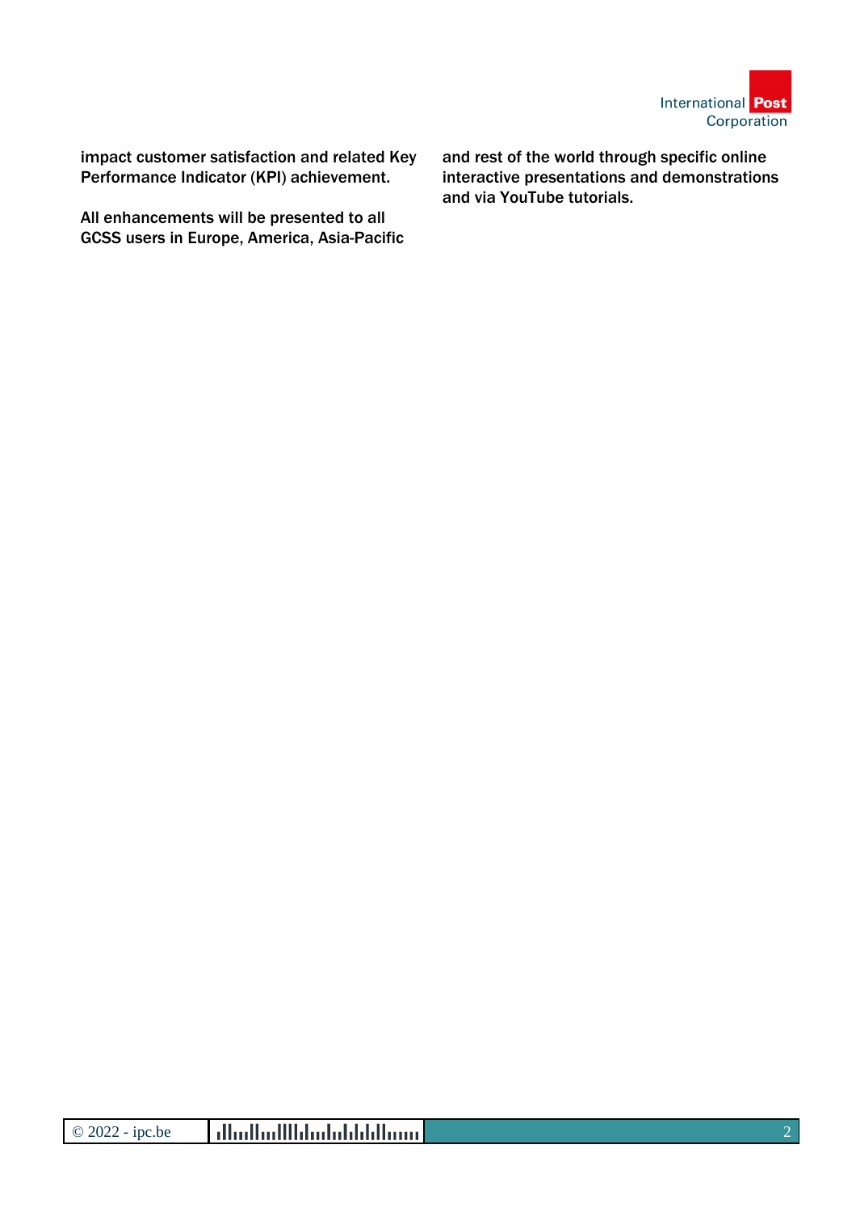impact customer satisfaction and related Key Performance Indicator (KPI) achievement.

All enhancements will be presented to all GCSS users in Europe, America, Asia-Pacific and rest of the world through specific online interactive presentations and demonstrations and via YouTube tutorials.